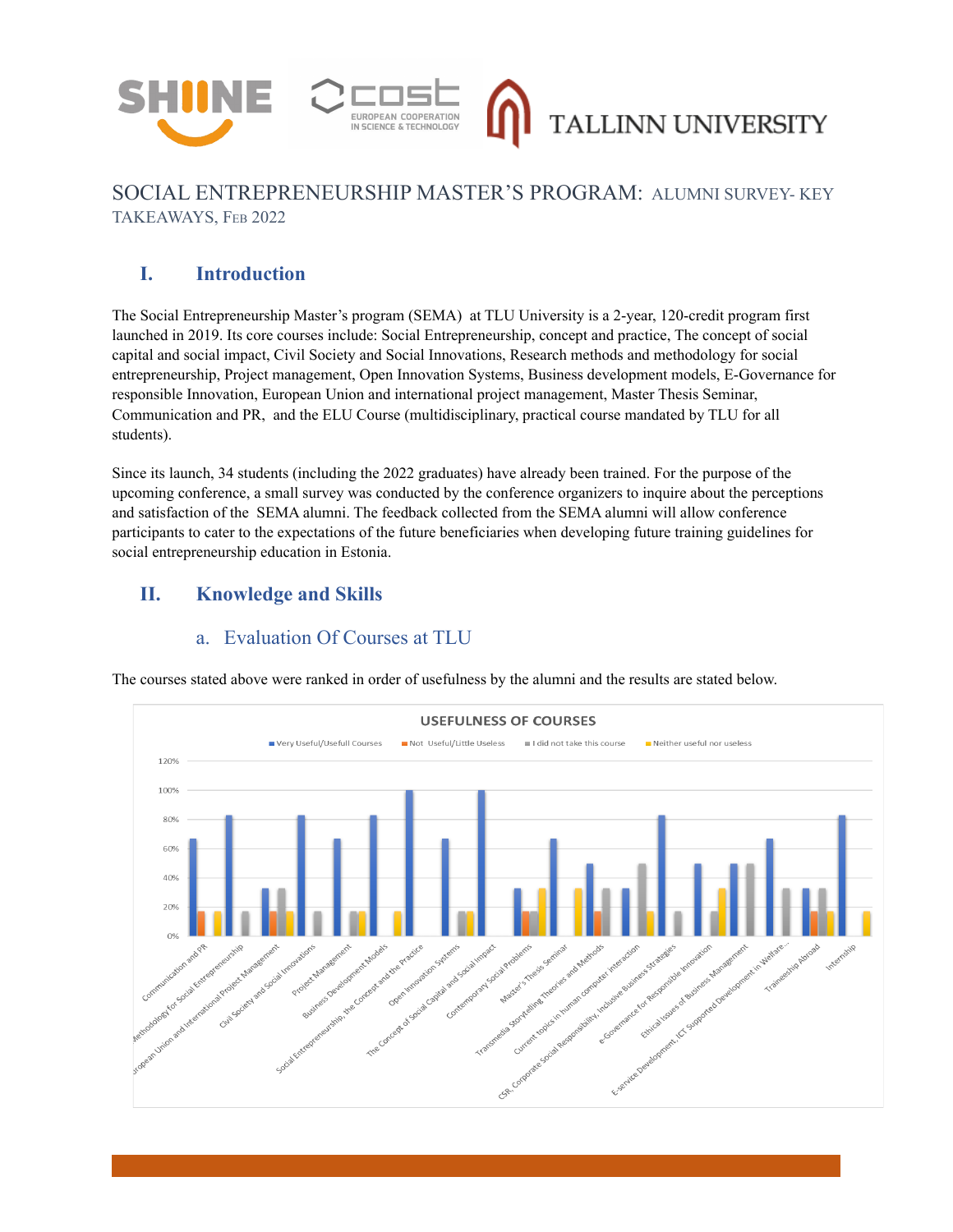# SOCIAL ENTREPRENEURSHIP MASTER'S PROGRAM: ALUMNI SURVEY- KEY TAKEAWAYS, FEB 2022

## I. Introduction

The Social Entrepreneurship Master's program (SEMA) at TLU University is a 2-year, 120-credit program first launched in 2019. Its core courses include: Social Entrepreneurship, concept and practice, The concept of social capital and social impact, Civil Society and Social Innovations, Research methods and methodology for social entrepreneurship, Project management, Open Innovation Systems, Business development models, E-Governance for responsible Innovation, European Union and international project management, Master Thesis Seminar, Communication and PR, and the ELU Course (multidisciplinary, practical course mandated by TLU for all students).

Since its launch, 34 students (including the 2022 graduates) have already been trained. For the purpose of the upcoming conference, a small survey was conducted by the conference organizers to inquire about the perceptions and satisfaction of the SEMA alumni. The feedback collected from the SEMA alumni will allow conference participants to cater to the expectations of the future beneficiaries when developing future training guidelines for social entrepreneurship education in Estonia.

## II. Knowledge and Skills

### a. Evaluation Of Courses at TLU

The courses stated above were ranked in order of usefulness by the alumni and the results are stated below.

**USEFULNESS OF COURSES**

Legend: Very Useful/Usefull Courses; Not Useful/Little Useless; I did not take this course; Neither useful nor useless

Courses: Communication and PR; Methodology for Social Entrepreneurship; European Union and International Project Management; Civil Society and Social Innovations; Project Management; Business Development Models; Social Entrepreneurship, the Concept and the Practice; Open Innovation Systems; The Concept of Social Capital and Social Impact; Contemporary Social Problems; Master's Thesis Seminar; Transmedia Storytelling Theories and Methods; Current topics in human computer interaction; CSR, Corporate Social Responsibility, Inclusive Business Strategies; e-Governance for Responsible Innovation; Ethical Issues of Business Management; E-service Development, ICT Supported Development in Welfare...; Traineeship Abroad; Internship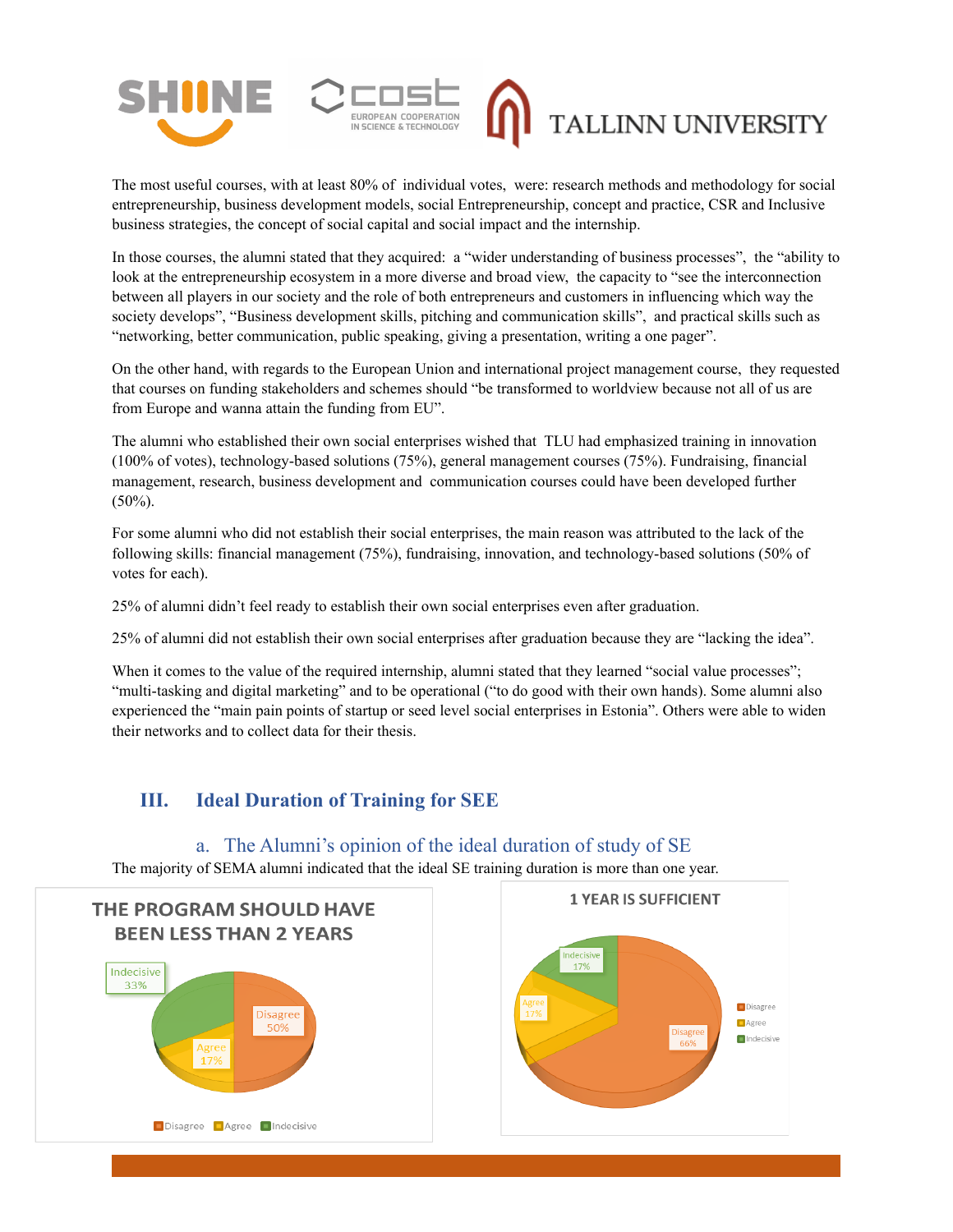The most useful courses, with at least 80% of individual votes, were: research methods and methodology for social entrepreneurship, business development models, social Entrepreneurship, concept and practice, CSR and Inclusive business strategies, the concept of social capital and social impact and the internship.

In those courses, the alumni stated that they acquired: a "wider understanding of business processes", the "ability to look at the entrepreneurship ecosystem in a more diverse and broad view, the capacity to "see the interconnection between all players in our society and the role of both entrepreneurs and customers in influencing which way the society develops", "Business development skills, pitching and communication skills", and practical skills such as "networking, better communication, public speaking, giving a presentation, writing a one pager".

On the other hand, with regards to the European Union and international project management course, they requested that courses on funding stakeholders and schemes should "be transformed to worldview because not all of us are from Europe and wanna attain the funding from EU".

The alumni who established their own social enterprises wished that TLU had emphasized training in innovation (100% of votes), technology-based solutions (75%), general management courses (75%). Fundraising, financial management, research, business development and communication courses could have been developed further (50%).

For some alumni who did not establish their social enterprises, the main reason was attributed to the lack of the following skills: financial management (75%), fundraising, innovation, and technology-based solutions (50% of votes for each).

25% of alumni didn't feel ready to establish their own social enterprises even after graduation.

25% of alumni did not establish their own social enterprises after graduation because they are "lacking the idea".

When it comes to the value of the required internship, alumni stated that they learned "social value processes"; "multi-tasking and digital marketing" and to be operational ("to do good with their own hands). Some alumni also experienced the "main pain points of startup or seed level social enterprises in Estonia". Others were able to widen their networks and to collect data for their thesis.

## III. Ideal Duration of Training for SEE

### a. The Alumni's opinion of the ideal duration of study of SE

The majority of SEMA alumni indicated that the ideal SE training duration is more than one year.

**THE PROGRAM SHOULD HAVE BEEN LESS THAN 2 YEARS**

| Response | Share |
|---|---|
| Disagree | 50% |
| Agree | 17% |
| Indecisive | 33% |

**1 YEAR IS SUFFICIENT**

| Response | Share |
|---|---|
| Disagree | 66% |
| Agree | 17% |
| Indecisive | 17% |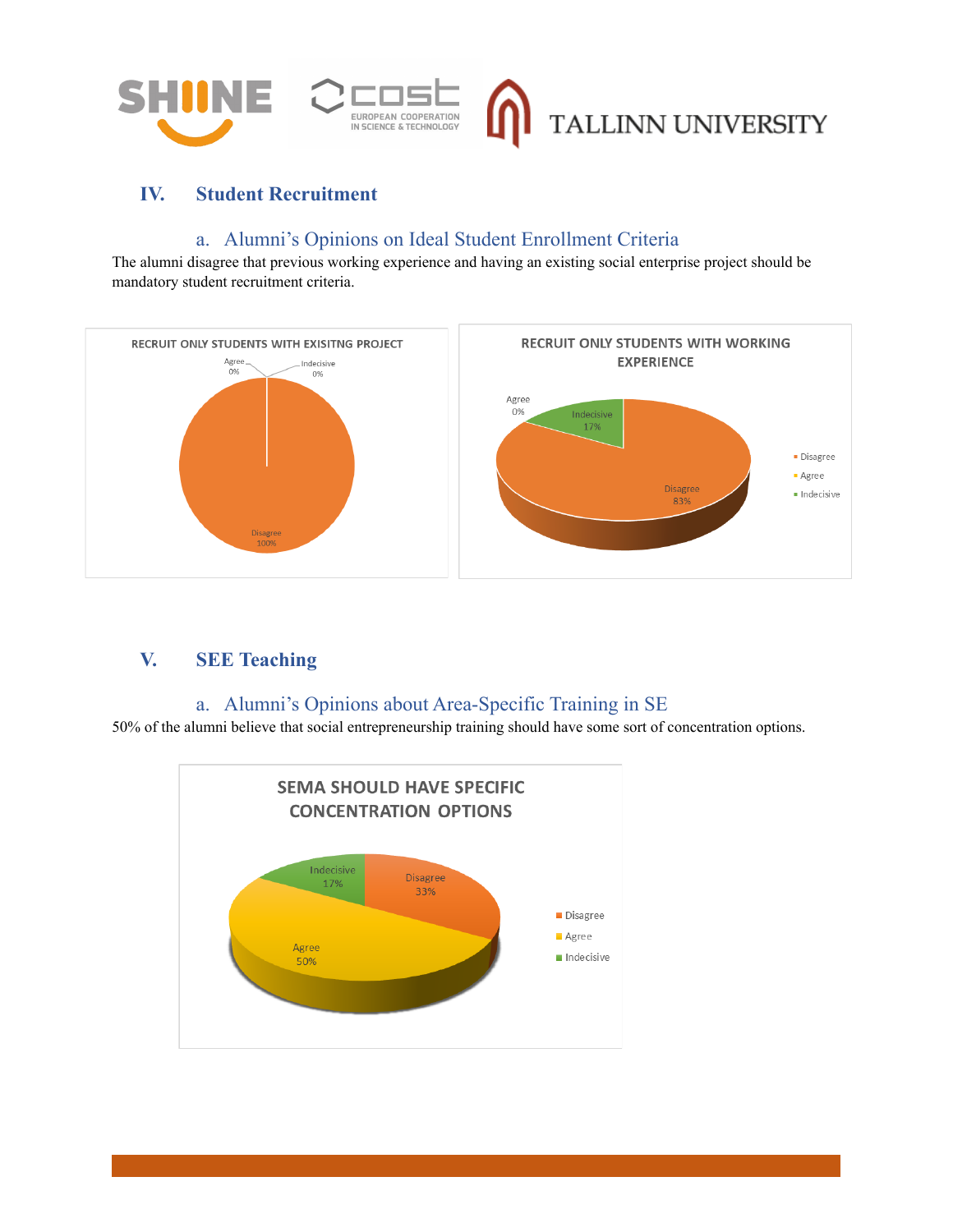## IV. Student Recruitment

### a. Alumni's Opinions on Ideal Student Enrollment Criteria

The alumni disagree that previous working experience and having an existing social enterprise project should be mandatory student recruitment criteria.

**RECRUIT ONLY STUDENTS WITH EXISITNG PROJECT**

- Agree 0%
- Indecisive 0%
- Disagree 100%

**RECRUIT ONLY STUDENTS WITH WORKING EXPERIENCE**

- Agree 0%
- Indecisive 17%
- Disagree 83%

## V. SEE Teaching

### a. Alumni's Opinions about Area-Specific Training in SE

50% of the alumni believe that social entrepreneurship training should have some sort of concentration options.

**SEMA SHOULD HAVE SPECIFIC CONCENTRATION OPTIONS**

- Indecisive 17%
- Disagree 33%
- Agree 50%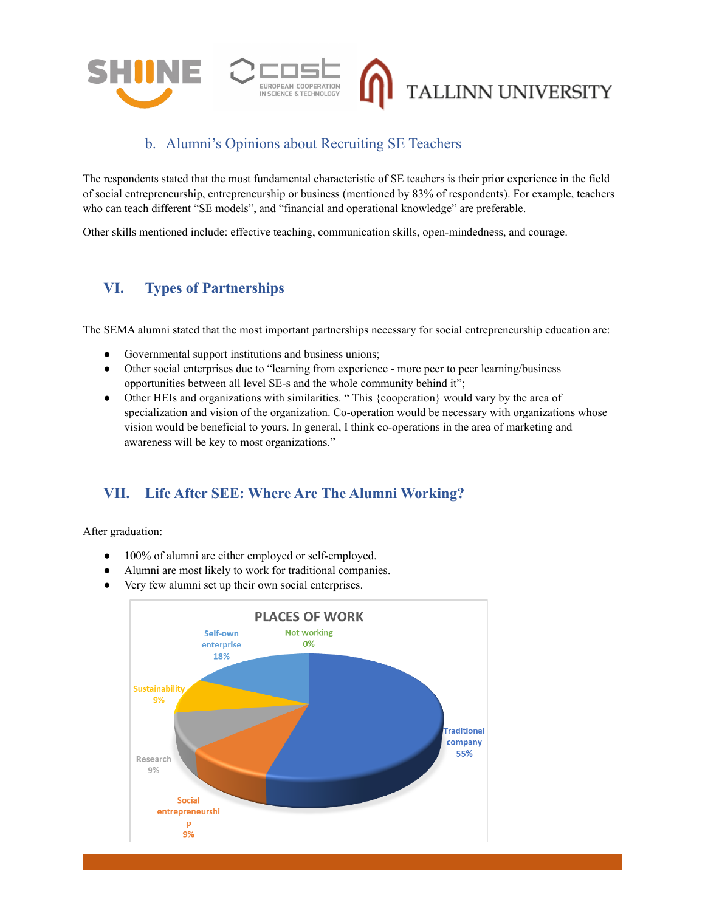### b. Alumni's Opinions about Recruiting SE Teachers

The respondents stated that the most fundamental characteristic of SE teachers is their prior experience in the field of social entrepreneurship, entrepreneurship or business (mentioned by 83% of respondents). For example, teachers who can teach different "SE models", and "financial and operational knowledge" are preferable.

Other skills mentioned include: effective teaching, communication skills, open-mindedness, and courage.

## VI. Types of Partnerships

The SEMA alumni stated that the most important partnerships necessary for social entrepreneurship education are:

- Governmental support institutions and business unions;
- Other social enterprises due to "learning from experience - more peer to peer learning/business opportunities between all level SE-s and the whole community behind it";
- Other HEIs and organizations with similarities. " This {cooperation} would vary by the area of specialization and vision of the organization. Co-operation would be necessary with organizations whose vision would be beneficial to yours. In general, I think co-operations in the area of marketing and awareness will be key to most organizations."

## VII. Life After SEE: Where Are The Alumni Working?

After graduation:

- 100% of alumni are either employed or self-employed.
- Alumni are most likely to work for traditional companies.
- Very few alumni set up their own social enterprises.

PLACES OF WORK

Self-own enterprise 18%

Not working 0%

Sustainability 9%

Research 9%

Social entrepreneurship 9%

Traditional company 55%